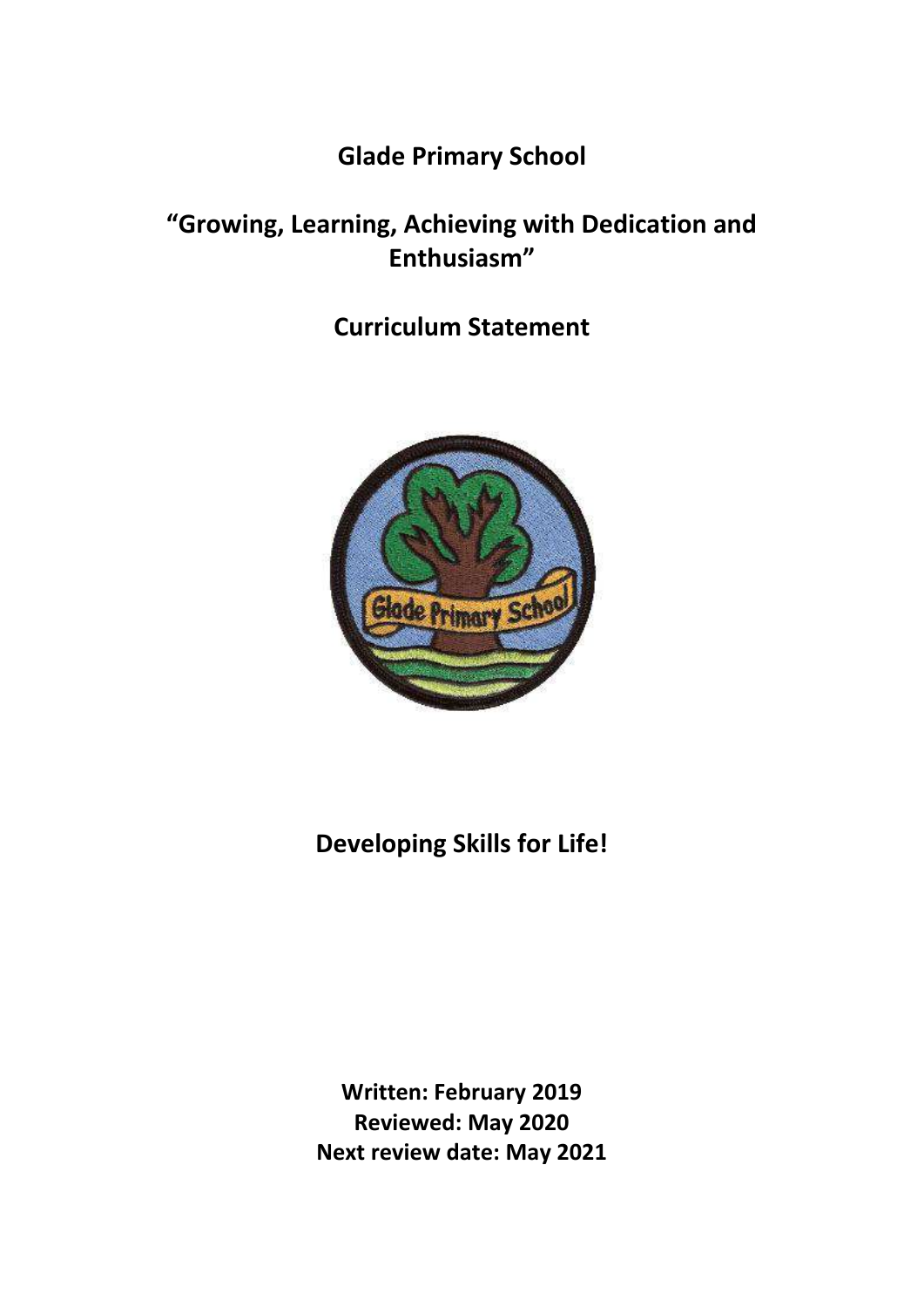# Glade Primary School

## "Growing, Learning, Achieving with Dedication and Enthusiasm"

## Curriculum Statement

## Developing Skills for Life!

**Written: February 2019**
**Reviewed: May 2020**
**Next review date: May 2021**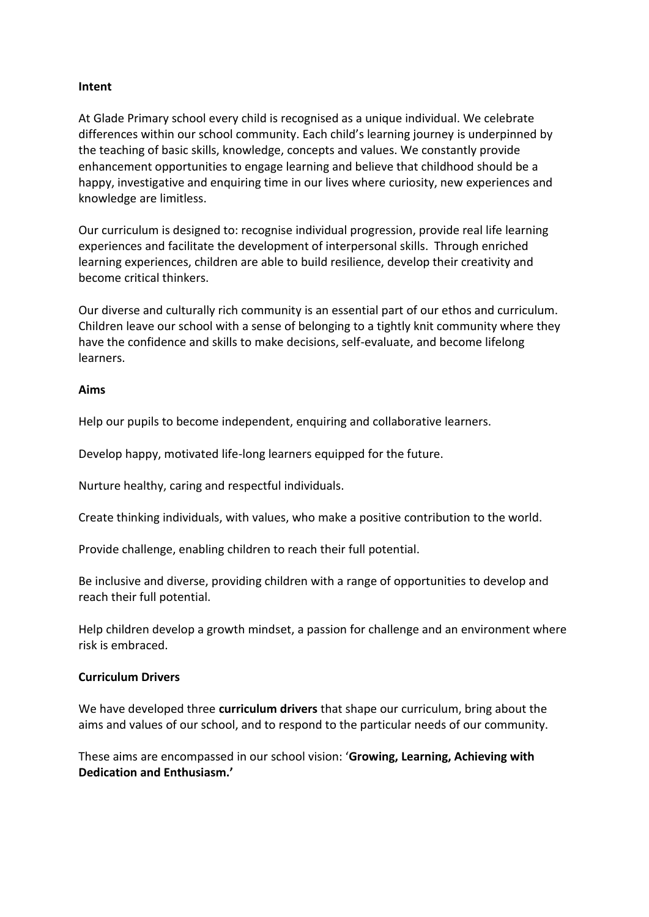**Intent**

At Glade Primary school every child is recognised as a unique individual. We celebrate differences within our school community. Each child's learning journey is underpinned by the teaching of basic skills, knowledge, concepts and values. We constantly provide enhancement opportunities to engage learning and believe that childhood should be a happy, investigative and enquiring time in our lives where curiosity, new experiences and knowledge are limitless.

Our curriculum is designed to: recognise individual progression, provide real life learning experiences and facilitate the development of interpersonal skills. Through enriched learning experiences, children are able to build resilience, develop their creativity and become critical thinkers.

Our diverse and culturally rich community is an essential part of our ethos and curriculum. Children leave our school with a sense of belonging to a tightly knit community where they have the confidence and skills to make decisions, self-evaluate, and become lifelong learners.

**Aims**

Help our pupils to become independent, enquiring and collaborative learners.

Develop happy, motivated life-long learners equipped for the future.

Nurture healthy, caring and respectful individuals.

Create thinking individuals, with values, who make a positive contribution to the world.

Provide challenge, enabling children to reach their full potential.

Be inclusive and diverse, providing children with a range of opportunities to develop and reach their full potential.

Help children develop a growth mindset, a passion for challenge and an environment where risk is embraced.

**Curriculum Drivers**

We have developed three **curriculum drivers** that shape our curriculum, bring about the aims and values of our school, and to respond to the particular needs of our community.

These aims are encompassed in our school vision: '**Growing, Learning, Achieving with Dedication and Enthusiasm.'**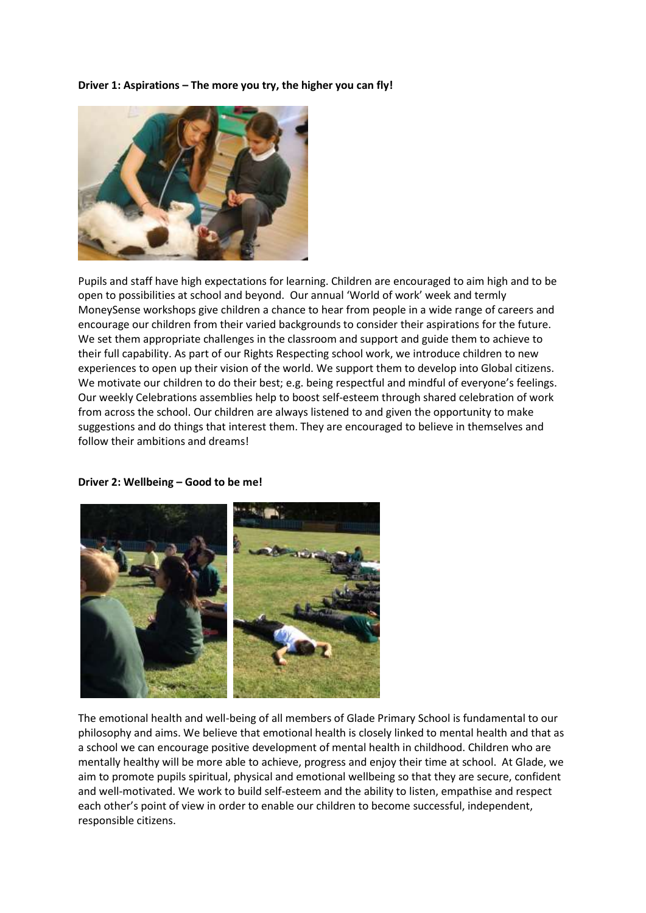**Driver 1: Aspirations – The more you try, the higher you can fly!**

Pupils and staff have high expectations for learning. Children are encouraged to aim high and to be open to possibilities at school and beyond. Our annual 'World of work' week and termly MoneySense workshops give children a chance to hear from people in a wide range of careers and encourage our children from their varied backgrounds to consider their aspirations for the future. We set them appropriate challenges in the classroom and support and guide them to achieve to their full capability. As part of our Rights Respecting school work, we introduce children to new experiences to open up their vision of the world. We support them to develop into Global citizens. We motivate our children to do their best; e.g. being respectful and mindful of everyone's feelings. Our weekly Celebrations assemblies help to boost self-esteem through shared celebration of work from across the school. Our children are always listened to and given the opportunity to make suggestions and do things that interest them. They are encouraged to believe in themselves and follow their ambitions and dreams!

**Driver 2: Wellbeing – Good to be me!**

The emotional health and well-being of all members of Glade Primary School is fundamental to our philosophy and aims. We believe that emotional health is closely linked to mental health and that as a school we can encourage positive development of mental health in childhood. Children who are mentally healthy will be more able to achieve, progress and enjoy their time at school. At Glade, we aim to promote pupils spiritual, physical and emotional wellbeing so that they are secure, confident and well-motivated. We work to build self-esteem and the ability to listen, empathise and respect each other's point of view in order to enable our children to become successful, independent, responsible citizens.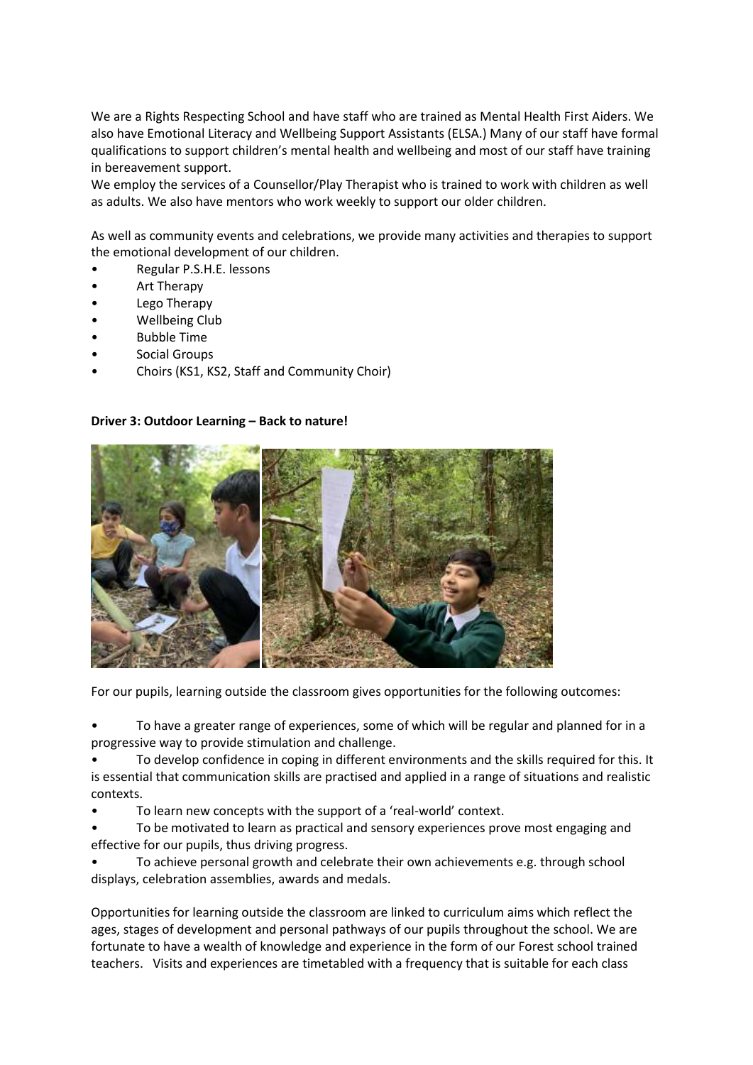We are a Rights Respecting School and have staff who are trained as Mental Health First Aiders. We also have Emotional Literacy and Wellbeing Support Assistants (ELSA.) Many of our staff have formal qualifications to support children's mental health and wellbeing and most of our staff have training in bereavement support.

We employ the services of a Counsellor/Play Therapist who is trained to work with children as well as adults. We also have mentors who work weekly to support our older children.

As well as community events and celebrations, we provide many activities and therapies to support the emotional development of our children.

- Regular P.S.H.E. lessons
- Art Therapy
- Lego Therapy
- Wellbeing Club
- Bubble Time
- Social Groups
- Choirs (KS1, KS2, Staff and Community Choir)

**Driver 3: Outdoor Learning – Back to nature!**

For our pupils, learning outside the classroom gives opportunities for the following outcomes:

- To have a greater range of experiences, some of which will be regular and planned for in a progressive way to provide stimulation and challenge.
- To develop confidence in coping in different environments and the skills required for this. It is essential that communication skills are practised and applied in a range of situations and realistic contexts.
- To learn new concepts with the support of a 'real-world' context.
- To be motivated to learn as practical and sensory experiences prove most engaging and effective for our pupils, thus driving progress.
- To achieve personal growth and celebrate their own achievements e.g. through school displays, celebration assemblies, awards and medals.

Opportunities for learning outside the classroom are linked to curriculum aims which reflect the ages, stages of development and personal pathways of our pupils throughout the school. We are fortunate to have a wealth of knowledge and experience in the form of our Forest school trained teachers. Visits and experiences are timetabled with a frequency that is suitable for each class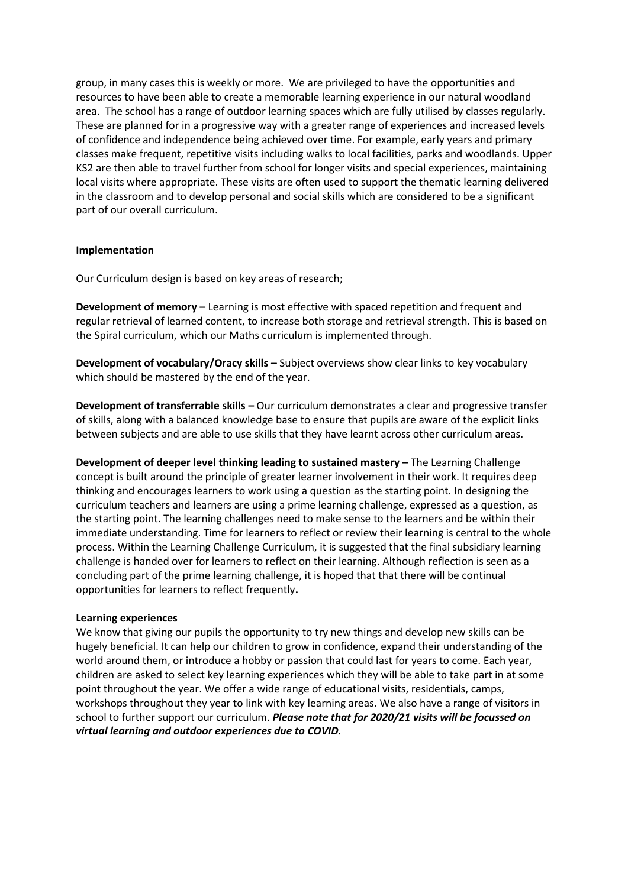group, in many cases this is weekly or more. We are privileged to have the opportunities and resources to have been able to create a memorable learning experience in our natural woodland area. The school has a range of outdoor learning spaces which are fully utilised by classes regularly. These are planned for in a progressive way with a greater range of experiences and increased levels of confidence and independence being achieved over time. For example, early years and primary classes make frequent, repetitive visits including walks to local facilities, parks and woodlands. Upper KS2 are then able to travel further from school for longer visits and special experiences, maintaining local visits where appropriate. These visits are often used to support the thematic learning delivered in the classroom and to develop personal and social skills which are considered to be a significant part of our overall curriculum.

**Implementation**

Our Curriculum design is based on key areas of research;

**Development of memory –** Learning is most effective with spaced repetition and frequent and regular retrieval of learned content, to increase both storage and retrieval strength. This is based on the Spiral curriculum, which our Maths curriculum is implemented through.

**Development of vocabulary/Oracy skills –** Subject overviews show clear links to key vocabulary which should be mastered by the end of the year.

**Development of transferrable skills –** Our curriculum demonstrates a clear and progressive transfer of skills, along with a balanced knowledge base to ensure that pupils are aware of the explicit links between subjects and are able to use skills that they have learnt across other curriculum areas.

**Development of deeper level thinking leading to sustained mastery –** The Learning Challenge concept is built around the principle of greater learner involvement in their work. It requires deep thinking and encourages learners to work using a question as the starting point. In designing the curriculum teachers and learners are using a prime learning challenge, expressed as a question, as the starting point. The learning challenges need to make sense to the learners and be within their immediate understanding. Time for learners to reflect or review their learning is central to the whole process. Within the Learning Challenge Curriculum, it is suggested that the final subsidiary learning challenge is handed over for learners to reflect on their learning. Although reflection is seen as a concluding part of the prime learning challenge, it is hoped that that there will be continual opportunities for learners to reflect frequently**.**

**Learning experiences**

We know that giving our pupils the opportunity to try new things and develop new skills can be hugely beneficial. It can help our children to grow in confidence, expand their understanding of the world around them, or introduce a hobby or passion that could last for years to come. Each year, children are asked to select key learning experiences which they will be able to take part in at some point throughout the year. We offer a wide range of educational visits, residentials, camps, workshops throughout they year to link with key learning areas. We also have a range of visitors in school to further support our curriculum. ***Please note that for 2020/21 visits will be focussed on virtual learning and outdoor experiences due to COVID.***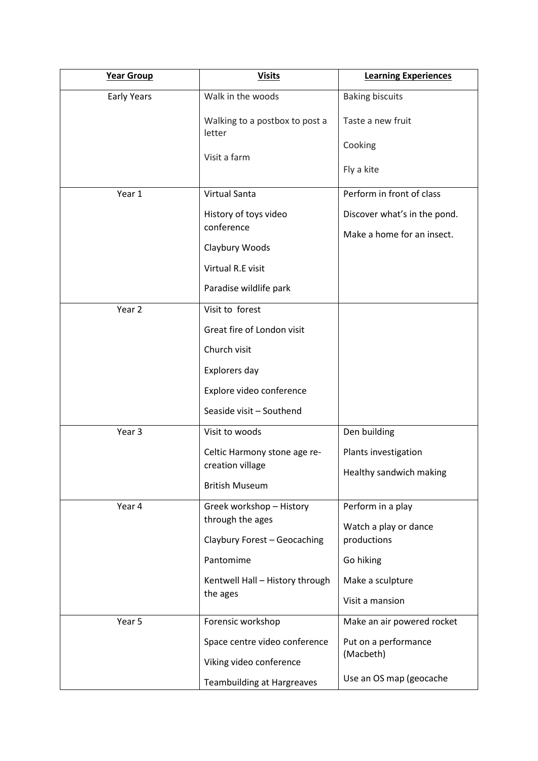| **Year Group** | **Visits** | **Learning Experiences** |
|---|---|---|
| Early Years | Walk in the woods<br><br>Walking to a postbox to post a letter<br><br>Visit a farm | Baking biscuits<br><br>Taste a new fruit<br><br>Cooking<br><br>Fly a kite |
| Year 1 | Virtual Santa<br><br>History of toys video conference<br><br>Claybury Woods<br><br>Virtual R.E visit<br><br>Paradise wildlife park | Perform in front of class<br><br>Discover what's in the pond.<br><br>Make a home for an insect. |
| Year 2 | Visit to forest<br><br>Great fire of London visit<br><br>Church visit<br><br>Explorers day<br><br>Explore video conference<br><br>Seaside visit – Southend | |
| Year 3 | Visit to woods<br><br>Celtic Harmony stone age re-creation village<br><br>British Museum | Den building<br><br>Plants investigation<br><br>Healthy sandwich making |
| Year 4 | Greek workshop – History through the ages<br><br>Claybury Forest – Geocaching<br><br>Pantomime<br><br>Kentwell Hall – History through the ages | Perform in a play<br><br>Watch a play or dance productions<br><br>Go hiking<br><br>Make a sculpture<br><br>Visit a mansion |
| Year 5 | Forensic workshop<br><br>Space centre video conference<br><br>Viking video conference<br><br>Teambuilding at Hargreaves | Make an air powered rocket<br><br>Put on a performance (Macbeth)<br><br>Use an OS map (geocache |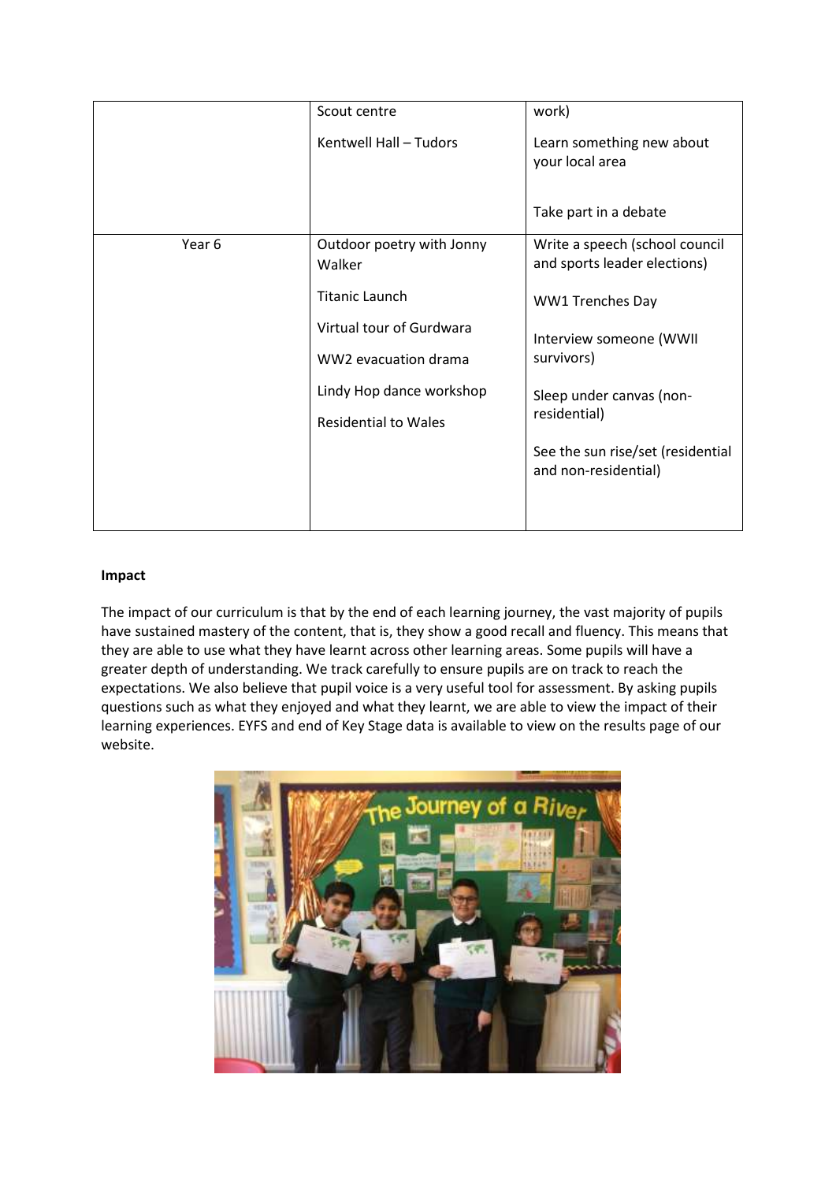| | | |
|---|---|---|
| | Scout centre<br><br>Kentwell Hall – Tudors | work)<br><br>Learn something new about your local area<br><br>Take part in a debate |
| Year 6 | Outdoor poetry with Jonny Walker<br><br>Titanic Launch<br><br>Virtual tour of Gurdwara<br><br>WW2 evacuation drama<br><br>Lindy Hop dance workshop<br><br>Residential to Wales | Write a speech (school council and sports leader elections)<br><br>WW1 Trenches Day<br><br>Interview someone (WWII survivors)<br><br>Sleep under canvas (non-residential)<br><br>See the sun rise/set (residential and non-residential) |

**Impact**

The impact of our curriculum is that by the end of each learning journey, the vast majority of pupils have sustained mastery of the content, that is, they show a good recall and fluency. This means that they are able to use what they have learnt across other learning areas. Some pupils will have a greater depth of understanding. We track carefully to ensure pupils are on track to reach the expectations. We also believe that pupil voice is a very useful tool for assessment. By asking pupils questions such as what they enjoyed and what they learnt, we are able to view the impact of their learning experiences. EYFS and end of Key Stage data is available to view on the results page of our website.